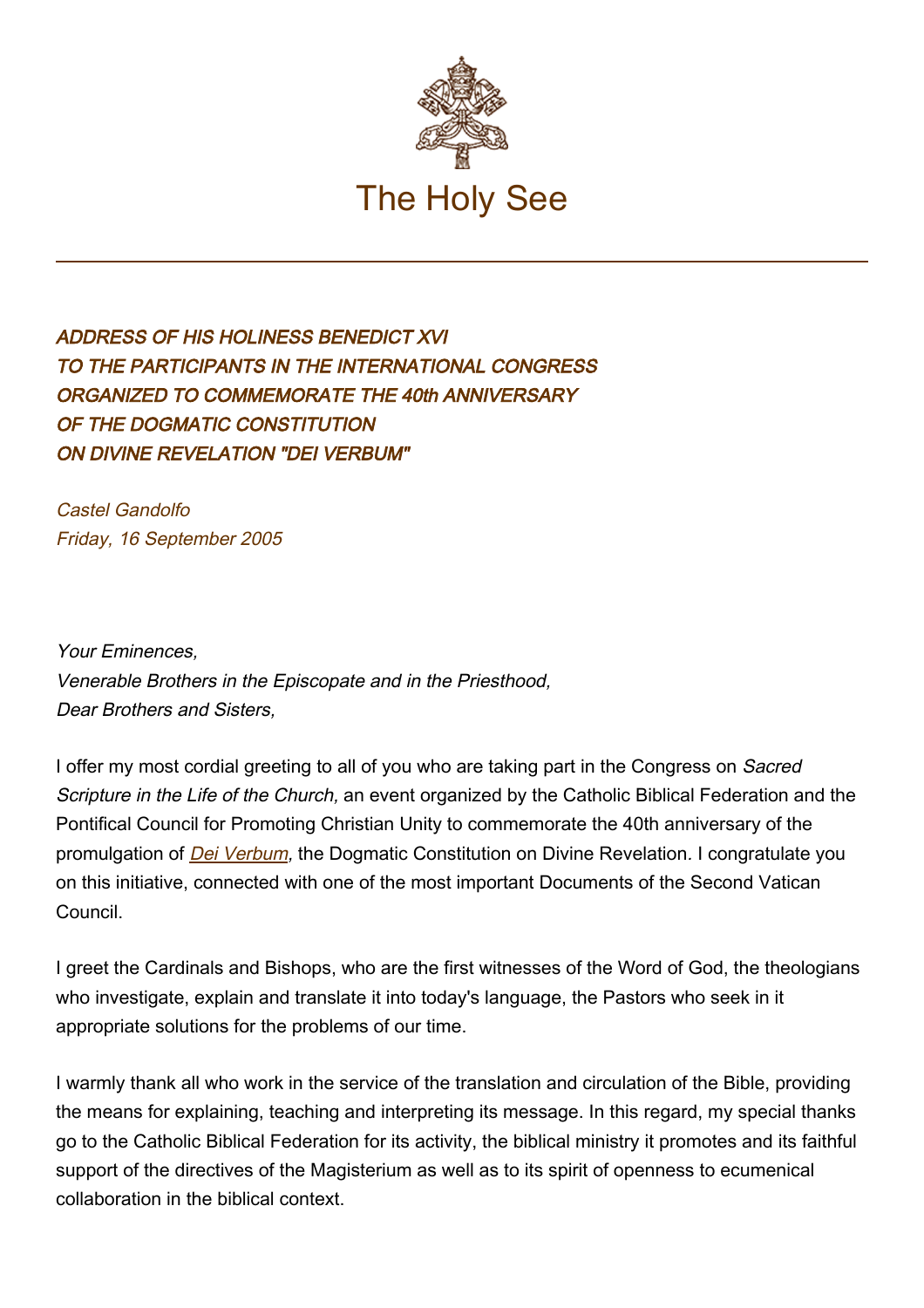The Holy See

*ADDRESS OF HIS HOLINESS BENEDICT XVI
TO THE PARTICIPANTS IN THE INTERNATIONAL CONGRESS
ORGANIZED TO COMMEMORATE THE 40th ANNIVERSARY
OF THE DOGMATIC CONSTITUTION
ON DIVINE REVELATION "DEI VERBUM"*

*Castel Gandolfo
Friday, 16 September 2005*

*Your Eminences,
Venerable Brothers in the Episcopate and in the Priesthood,
Dear Brothers and Sisters,*

I offer my most cordial greeting to all of you who are taking part in the Congress on *Sacred Scripture in the Life of the Church,* an event organized by the Catholic Biblical Federation and the Pontifical Council for Promoting Christian Unity to commemorate the 40th anniversary of the promulgation of *Dei Verbum,* the Dogmatic Constitution on Divine Revelation. I congratulate you on this initiative, connected with one of the most important Documents of the Second Vatican Council.

I greet the Cardinals and Bishops, who are the first witnesses of the Word of God, the theologians who investigate, explain and translate it into today's language, the Pastors who seek in it appropriate solutions for the problems of our time.

I warmly thank all who work in the service of the translation and circulation of the Bible, providing the means for explaining, teaching and interpreting its message. In this regard, my special thanks go to the Catholic Biblical Federation for its activity, the biblical ministry it promotes and its faithful support of the directives of the Magisterium as well as to its spirit of openness to ecumenical collaboration in the biblical context.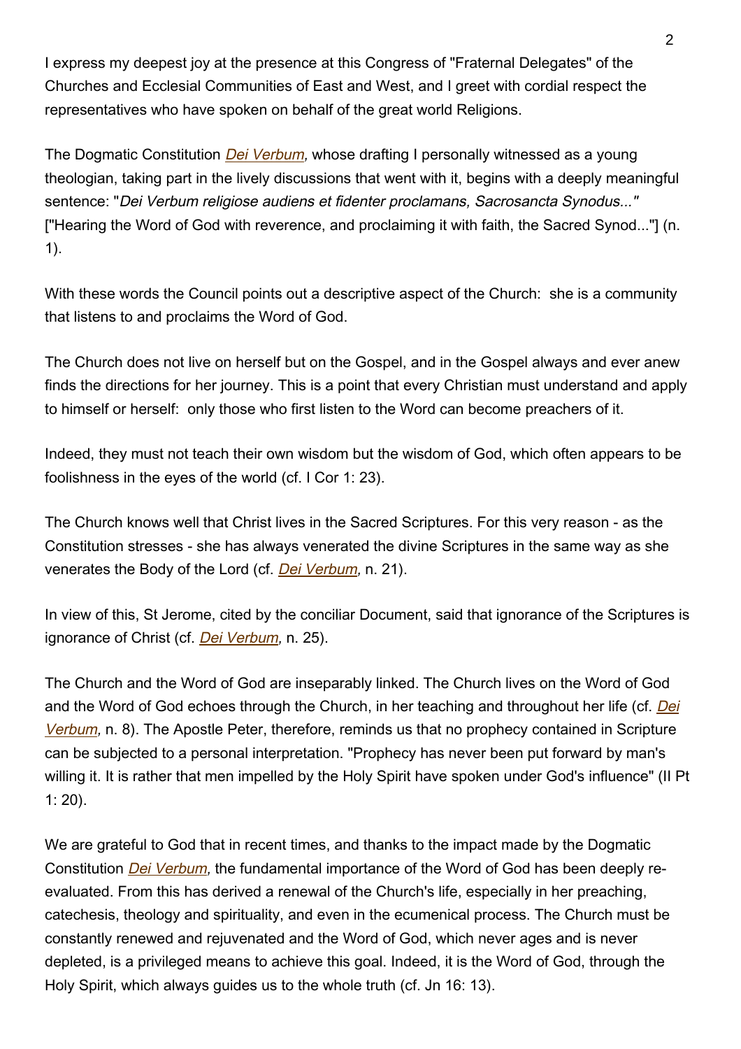I express my deepest joy at the presence at this Congress of "Fraternal Delegates" of the Churches and Ecclesial Communities of East and West, and I greet with cordial respect the representatives who have spoken on behalf of the great world Religions.

The Dogmatic Constitution *Dei Verbum,* whose drafting I personally witnessed as a young theologian, taking part in the lively discussions that went with it, begins with a deeply meaningful sentence: "*Dei Verbum religiose audiens et fidenter proclamans, Sacrosancta Synodus..."* ["Hearing the Word of God with reverence, and proclaiming it with faith, the Sacred Synod..."] (n. 1).

With these words the Council points out a descriptive aspect of the Church: she is a community that listens to and proclaims the Word of God.

The Church does not live on herself but on the Gospel, and in the Gospel always and ever anew finds the directions for her journey. This is a point that every Christian must understand and apply to himself or herself: only those who first listen to the Word can become preachers of it.

Indeed, they must not teach their own wisdom but the wisdom of God, which often appears to be foolishness in the eyes of the world (cf. I Cor 1: 23).

The Church knows well that Christ lives in the Sacred Scriptures. For this very reason - as the Constitution stresses - she has always venerated the divine Scriptures in the same way as she venerates the Body of the Lord (cf. *Dei Verbum,* n. 21).

In view of this, St Jerome, cited by the conciliar Document, said that ignorance of the Scriptures is ignorance of Christ (cf. *Dei Verbum,* n. 25).

The Church and the Word of God are inseparably linked. The Church lives on the Word of God and the Word of God echoes through the Church, in her teaching and throughout her life (cf. *Dei Verbum,* n. 8). The Apostle Peter, therefore, reminds us that no prophecy contained in Scripture can be subjected to a personal interpretation. "Prophecy has never been put forward by man's willing it. It is rather that men impelled by the Holy Spirit have spoken under God's influence" (II Pt 1: 20).

We are grateful to God that in recent times, and thanks to the impact made by the Dogmatic Constitution *Dei Verbum,* the fundamental importance of the Word of God has been deeply re-evaluated. From this has derived a renewal of the Church's life, especially in her preaching, catechesis, theology and spirituality, and even in the ecumenical process. The Church must be constantly renewed and rejuvenated and the Word of God, which never ages and is never depleted, is a privileged means to achieve this goal. Indeed, it is the Word of God, through the Holy Spirit, which always guides us to the whole truth (cf. Jn 16: 13).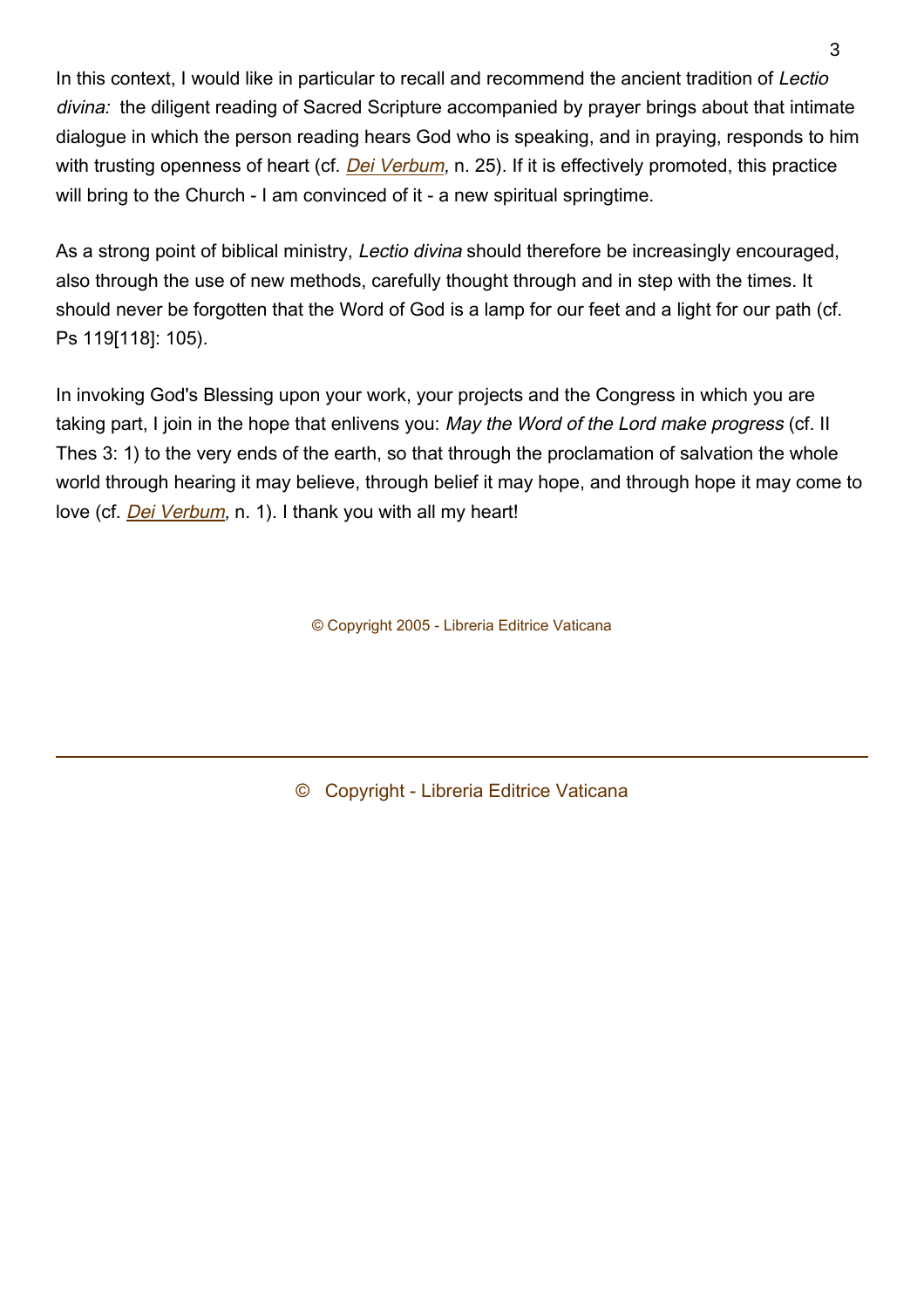In this context, I would like in particular to recall and recommend the ancient tradition of *Lectio divina:* the diligent reading of Sacred Scripture accompanied by prayer brings about that intimate dialogue in which the person reading hears God who is speaking, and in praying, responds to him with trusting openness of heart (cf. *Dei Verbum,* n. 25). If it is effectively promoted, this practice will bring to the Church - I am convinced of it - a new spiritual springtime.

As a strong point of biblical ministry, *Lectio divina* should therefore be increasingly encouraged, also through the use of new methods, carefully thought through and in step with the times. It should never be forgotten that the Word of God is a lamp for our feet and a light for our path (cf. Ps 119[118]: 105).

In invoking God's Blessing upon your work, your projects and the Congress in which you are taking part, I join in the hope that enlivens you: *May the Word of the Lord make progress* (cf. II Thes 3: 1) to the very ends of the earth, so that through the proclamation of salvation the whole world through hearing it may believe, through belief it may hope, and through hope it may come to love (cf. *Dei Verbum,* n. 1). I thank you with all my heart!

© Copyright 2005 - Libreria Editrice Vaticana

---

© Copyright - Libreria Editrice Vaticana